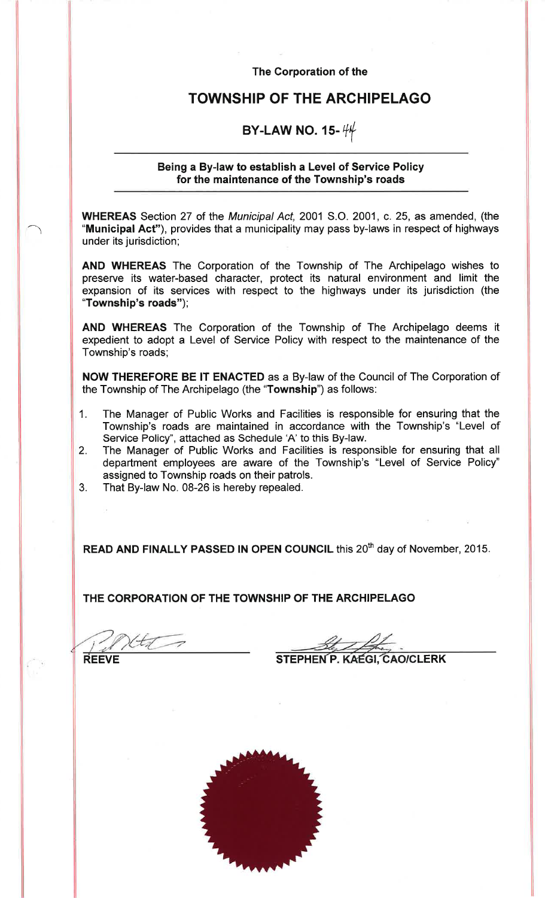**The Corporation of the**

# TOWNSHIP OF THE ARCHIPELAGO

## BY-LAW NO. 15-44

---

**Being a By-law to establish a Level of Service Policy for the maintenance of the Township's roads**

---

**WHEREAS** Section 27 of the *Municipal Act,* 2001 S.O. 2001, c. 25, as amended, (the "**Municipal Act**"), provides that a municipality may pass by-laws in respect of highways under its jurisdiction;

**AND WHEREAS** The Corporation of the Township of The Archipelago wishes to preserve its water-based character, protect its natural environment and limit the expansion of its services with respect to the highways under its jurisdiction (the "**Township's roads**");

**AND WHEREAS** The Corporation of the Township of The Archipelago deems it expedient to adopt a Level of Service Policy with respect to the maintenance of the Township's roads;

**NOW THEREFORE BE IT ENACTED** as a By-law of the Council of The Corporation of the Township of The Archipelago (the "**Township**") as follows:

1. The Manager of Public Works and Facilities is responsible for ensuring that the Township's roads are maintained in accordance with the Township's 'Level of Service Policy", attached as Schedule 'A' to this By-law.
2. The Manager of Public Works and Facilities is responsible for ensuring that all department employees are aware of the Township's "Level of Service Policy" assigned to Township roads on their patrols.
3. That By-law No. 08-26 is hereby repealed.

**READ AND FINALLY PASSED IN OPEN COUNCIL** this 20th day of November, 2015.

**THE CORPORATION OF THE TOWNSHIP OF THE ARCHIPELAGO**

| | |
|---|---|
| **REEVE** | **STEPHEN P. KAEGI, CAO/CLERK** |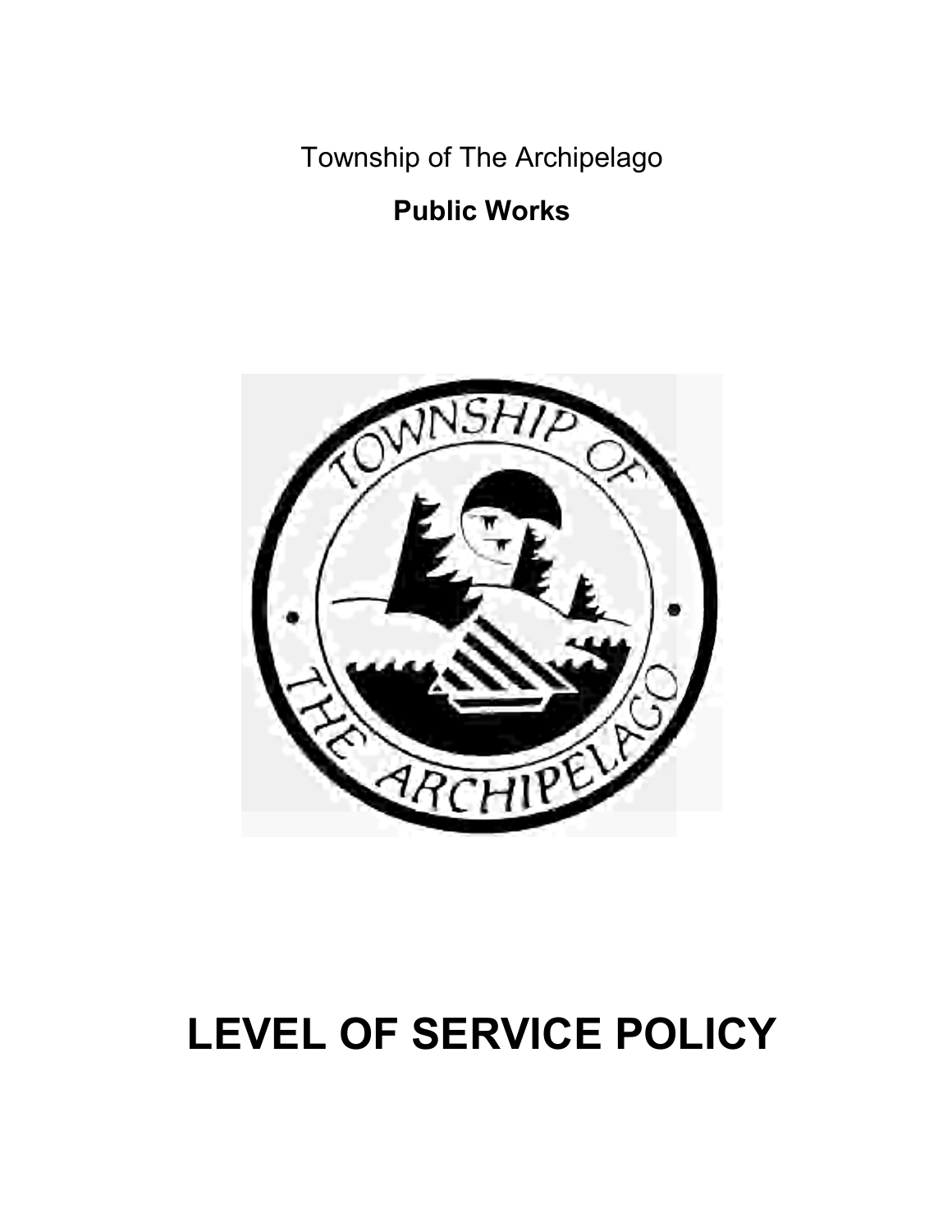Township of The Archipelago

**Public Works**

# LEVEL OF SERVICE POLICY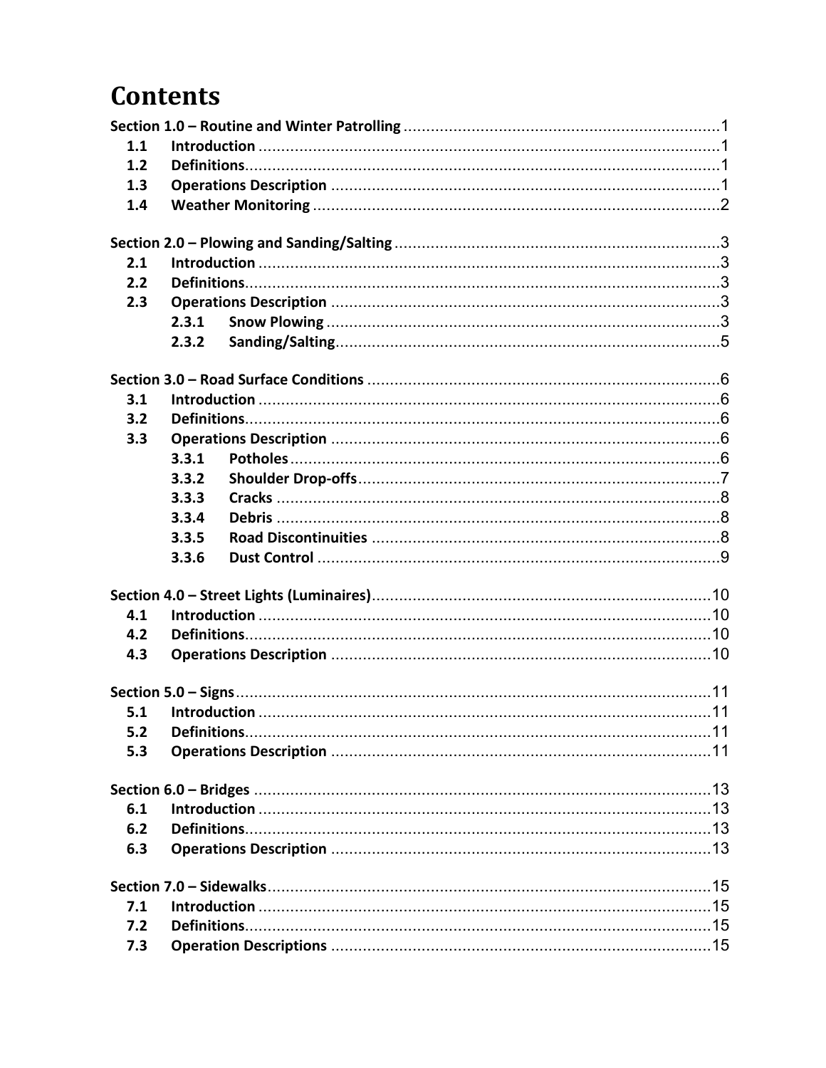# Contents

Section 1.0 – Routine and Winter Patrolling ........................................................................ 1
- 1.1 Introduction ........................................................................................................ 1
- 1.2 Definitions .......................................................................................................... 1
- 1.3 Operations Description ....................................................................................... 1
- 1.4 Weather Monitoring ............................................................................................ 2

Section 2.0 – Plowing and Sanding/Salting ......................................................................... 3
- 2.1 Introduction ........................................................................................................ 3
- 2.2 Definitions .......................................................................................................... 3
- 2.3 Operations Description ....................................................................................... 3
  - 2.3.1 Snow Plowing ......................................................................................... 3
  - 2.3.2 Sanding/Salting ...................................................................................... 5

Section 3.0 – Road Surface Conditions ............................................................................... 6
- 3.1 Introduction ........................................................................................................ 6
- 3.2 Definitions .......................................................................................................... 6
- 3.3 Operations Description ....................................................................................... 6
  - 3.3.1 Potholes ................................................................................................. 6
  - 3.3.2 Shoulder Drop-offs ................................................................................. 7
  - 3.3.3 Cracks .................................................................................................... 8
  - 3.3.4 Debris .................................................................................................... 8
  - 3.3.5 Road Discontinuities .............................................................................. 8
  - 3.3.6 Dust Control ........................................................................................... 9

Section 4.0 – Street Lights (Luminaires) ............................................................................ 10
- 4.1 Introduction ...................................................................................................... 10
- 4.2 Definitions ........................................................................................................ 10
- 4.3 Operations Description ..................................................................................... 10

Section 5.0 – Signs ........................................................................................................... 11
- 5.1 Introduction ...................................................................................................... 11
- 5.2 Definitions ........................................................................................................ 11
- 5.3 Operations Description ..................................................................................... 11

Section 6.0 – Bridges ....................................................................................................... 13
- 6.1 Introduction ...................................................................................................... 13
- 6.2 Definitions ........................................................................................................ 13
- 6.3 Operations Description ..................................................................................... 13

Section 7.0 – Sidewalks .................................................................................................... 15
- 7.1 Introduction ...................................................................................................... 15
- 7.2 Definitions ........................................................................................................ 15
- 7.3 Operation Descriptions ..................................................................................... 15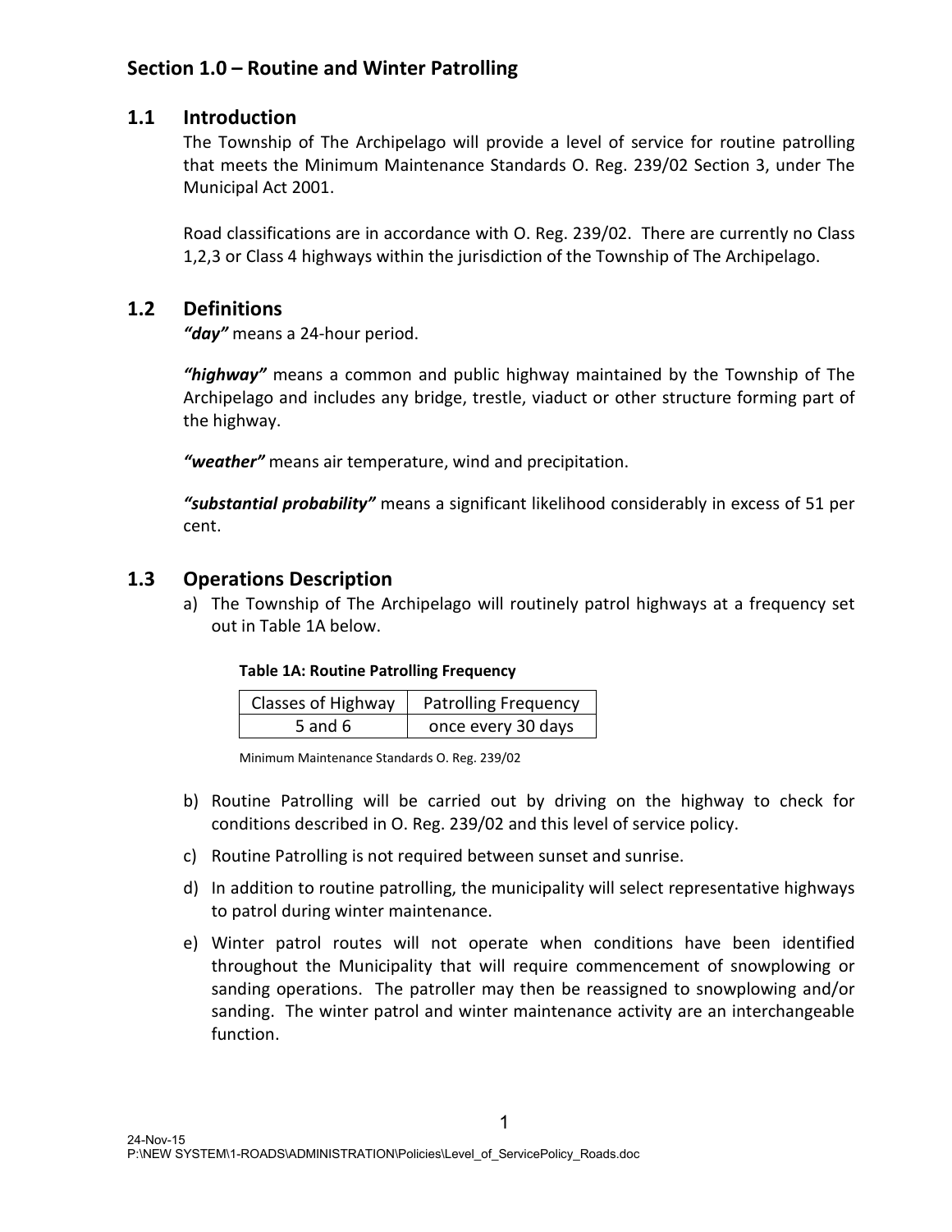## Section 1.0 – Routine and Winter Patrolling

### 1.1 Introduction

The Township of The Archipelago will provide a level of service for routine patrolling that meets the Minimum Maintenance Standards O. Reg. 239/02 Section 3, under The Municipal Act 2001.

Road classifications are in accordance with O. Reg. 239/02. There are currently no Class 1,2,3 or Class 4 highways within the jurisdiction of the Township of The Archipelago.

### 1.2 Definitions

***"day"*** means a 24-hour period.

***"highway"*** means a common and public highway maintained by the Township of The Archipelago and includes any bridge, trestle, viaduct or other structure forming part of the highway.

***"weather"*** means air temperature, wind and precipitation.

***"substantial probability"*** means a significant likelihood considerably in excess of 51 per cent.

### 1.3 Operations Description

a) The Township of The Archipelago will routinely patrol highways at a frequency set out in Table 1A below.

**Table 1A: Routine Patrolling Frequency**

| Classes of Highway | Patrolling Frequency |
|---|---|
| 5 and 6 | once every 30 days |

Minimum Maintenance Standards O. Reg. 239/02

b) Routine Patrolling will be carried out by driving on the highway to check for conditions described in O. Reg. 239/02 and this level of service policy.

c) Routine Patrolling is not required between sunset and sunrise.

d) In addition to routine patrolling, the municipality will select representative highways to patrol during winter maintenance.

e) Winter patrol routes will not operate when conditions have been identified throughout the Municipality that will require commencement of snowplowing or sanding operations. The patroller may then be reassigned to snowplowing and/or sanding. The winter patrol and winter maintenance activity are an interchangeable function.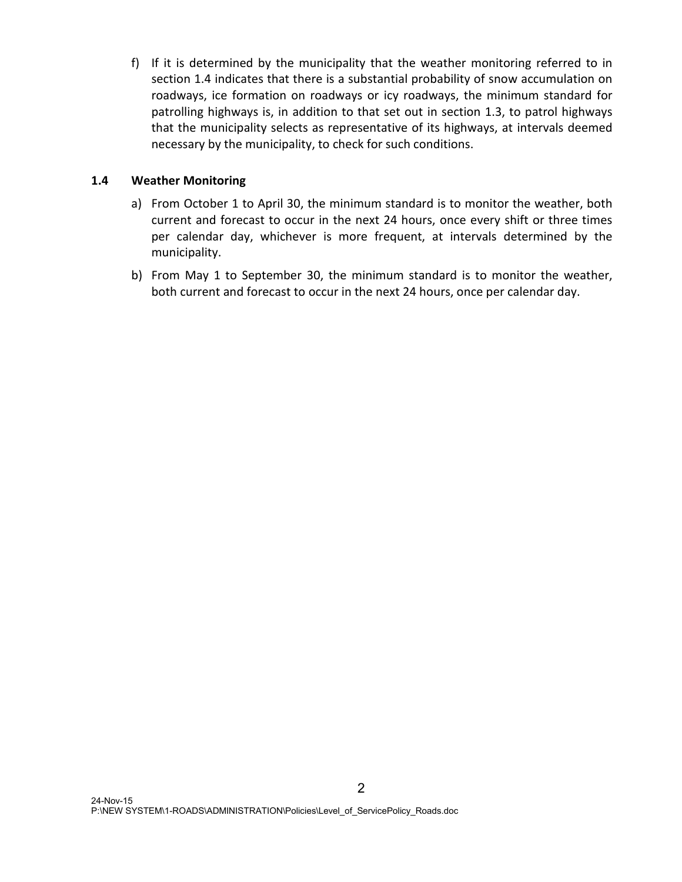f) If it is determined by the municipality that the weather monitoring referred to in section 1.4 indicates that there is a substantial probability of snow accumulation on roadways, ice formation on roadways or icy roadways, the minimum standard for patrolling highways is, in addition to that set out in section 1.3, to patrol highways that the municipality selects as representative of its highways, at intervals deemed necessary by the municipality, to check for such conditions.

## 1.4 Weather Monitoring

a) From October 1 to April 30, the minimum standard is to monitor the weather, both current and forecast to occur in the next 24 hours, once every shift or three times per calendar day, whichever is more frequent, at intervals determined by the municipality.

b) From May 1 to September 30, the minimum standard is to monitor the weather, both current and forecast to occur in the next 24 hours, once per calendar day.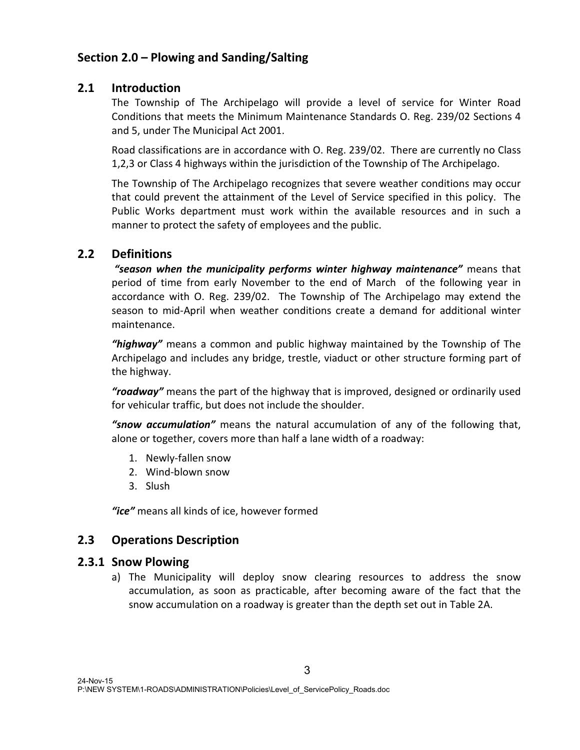## Section 2.0 – Plowing and Sanding/Salting

### 2.1 Introduction

The Township of The Archipelago will provide a level of service for Winter Road Conditions that meets the Minimum Maintenance Standards O. Reg. 239/02 Sections 4 and 5, under The Municipal Act 2001.

Road classifications are in accordance with O. Reg. 239/02. There are currently no Class 1,2,3 or Class 4 highways within the jurisdiction of the Township of The Archipelago.

The Township of The Archipelago recognizes that severe weather conditions may occur that could prevent the attainment of the Level of Service specified in this policy. The Public Works department must work within the available resources and in such a manner to protect the safety of employees and the public.

### 2.2 Definitions

***"season when the municipality performs winter highway maintenance"*** means that period of time from early November to the end of March of the following year in accordance with O. Reg. 239/02. The Township of The Archipelago may extend the season to mid-April when weather conditions create a demand for additional winter maintenance.

***"highway"*** means a common and public highway maintained by the Township of The Archipelago and includes any bridge, trestle, viaduct or other structure forming part of the highway.

***"roadway"*** means the part of the highway that is improved, designed or ordinarily used for vehicular traffic, but does not include the shoulder.

***"snow accumulation"*** means the natural accumulation of any of the following that, alone or together, covers more than half a lane width of a roadway:

1. Newly-fallen snow
2. Wind-blown snow
3. Slush

***"ice"*** means all kinds of ice, however formed

### 2.3 Operations Description

#### 2.3.1 Snow Plowing

a) The Municipality will deploy snow clearing resources to address the snow accumulation, as soon as practicable, after becoming aware of the fact that the snow accumulation on a roadway is greater than the depth set out in Table 2A.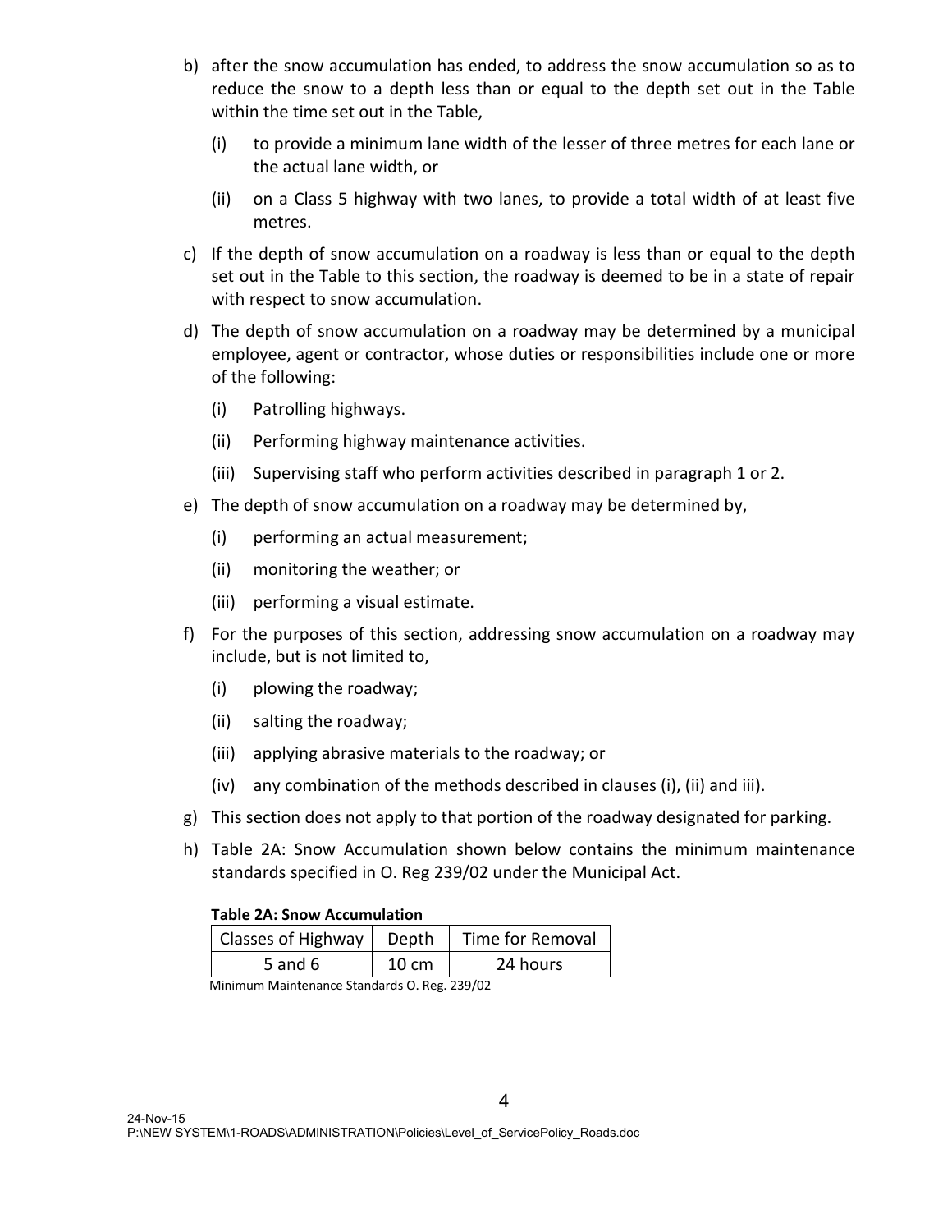b) after the snow accumulation has ended, to address the snow accumulation so as to reduce the snow to a depth less than or equal to the depth set out in the Table within the time set out in the Table,

   (i) to provide a minimum lane width of the lesser of three metres for each lane or the actual lane width, or

   (ii) on a Class 5 highway with two lanes, to provide a total width of at least five metres.

c) If the depth of snow accumulation on a roadway is less than or equal to the depth set out in the Table to this section, the roadway is deemed to be in a state of repair with respect to snow accumulation.

d) The depth of snow accumulation on a roadway may be determined by a municipal employee, agent or contractor, whose duties or responsibilities include one or more of the following:

   (i) Patrolling highways.

   (ii) Performing highway maintenance activities.

   (iii) Supervising staff who perform activities described in paragraph 1 or 2.

e) The depth of snow accumulation on a roadway may be determined by,

   (i) performing an actual measurement;

   (ii) monitoring the weather; or

   (iii) performing a visual estimate.

f) For the purposes of this section, addressing snow accumulation on a roadway may include, but is not limited to,

   (i) plowing the roadway;

   (ii) salting the roadway;

   (iii) applying abrasive materials to the roadway; or

   (iv) any combination of the methods described in clauses (i), (ii) and iii).

g) This section does not apply to that portion of the roadway designated for parking.

h) Table 2A: Snow Accumulation shown below contains the minimum maintenance standards specified in O. Reg 239/02 under the Municipal Act.

**Table 2A: Snow Accumulation**

| Classes of Highway | Depth | Time for Removal |
| --- | --- | --- |
| 5 and 6 | 10 cm | 24 hours |

Minimum Maintenance Standards O. Reg. 239/02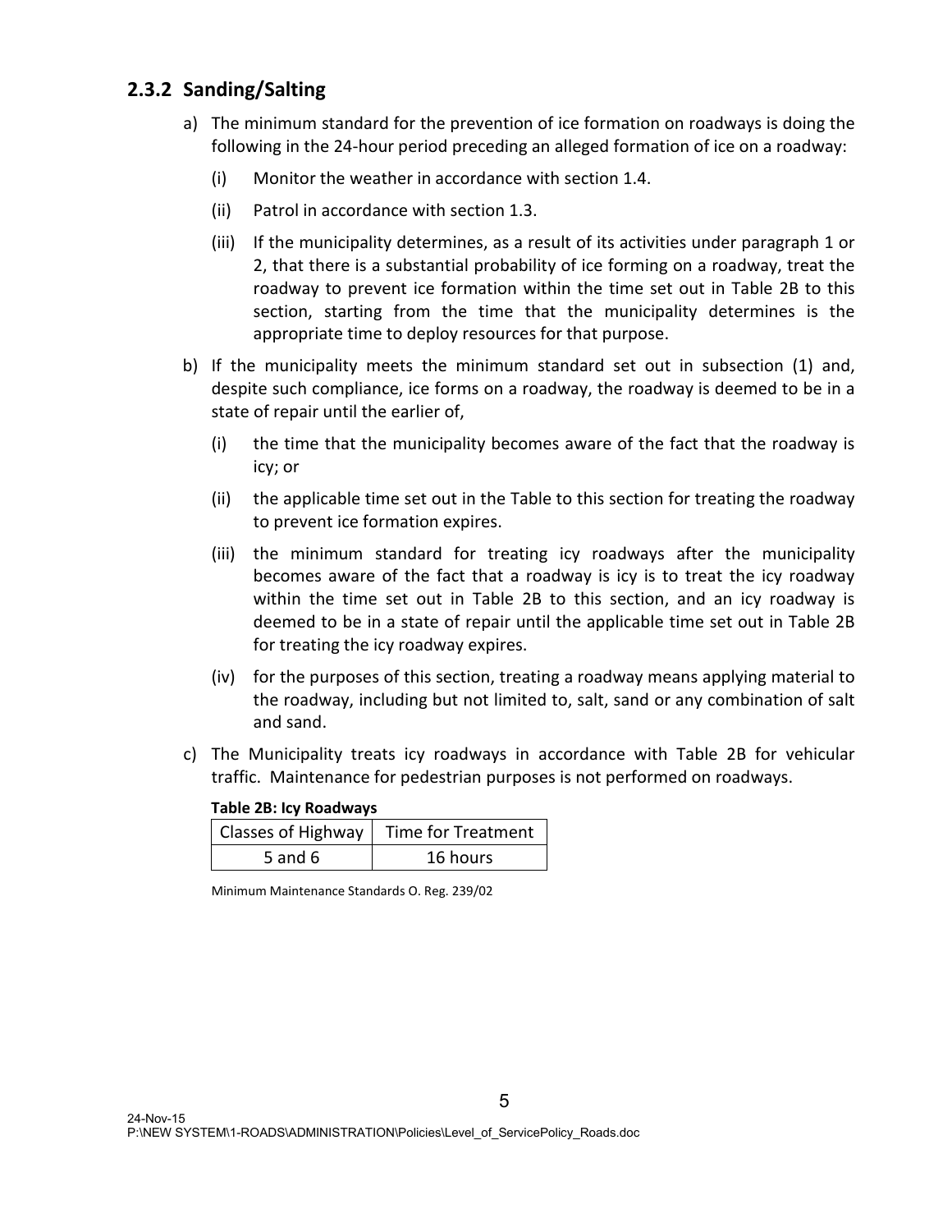### 2.3.2 Sanding/Salting

a) The minimum standard for the prevention of ice formation on roadways is doing the following in the 24-hour period preceding an alleged formation of ice on a roadway:

   (i) Monitor the weather in accordance with section 1.4.

   (ii) Patrol in accordance with section 1.3.

   (iii) If the municipality determines, as a result of its activities under paragraph 1 or 2, that there is a substantial probability of ice forming on a roadway, treat the roadway to prevent ice formation within the time set out in Table 2B to this section, starting from the time that the municipality determines is the appropriate time to deploy resources for that purpose.

b) If the municipality meets the minimum standard set out in subsection (1) and, despite such compliance, ice forms on a roadway, the roadway is deemed to be in a state of repair until the earlier of,

   (i) the time that the municipality becomes aware of the fact that the roadway is icy; or

   (ii) the applicable time set out in the Table to this section for treating the roadway to prevent ice formation expires.

   (iii) the minimum standard for treating icy roadways after the municipality becomes aware of the fact that a roadway is icy is to treat the icy roadway within the time set out in Table 2B to this section, and an icy roadway is deemed to be in a state of repair until the applicable time set out in Table 2B for treating the icy roadway expires.

   (iv) for the purposes of this section, treating a roadway means applying material to the roadway, including but not limited to, salt, sand or any combination of salt and sand.

c) The Municipality treats icy roadways in accordance with Table 2B for vehicular traffic. Maintenance for pedestrian purposes is not performed on roadways.

**Table 2B: Icy Roadways**

| Classes of Highway | Time for Treatment |
|---|---|
| 5 and 6 | 16 hours |

Minimum Maintenance Standards O. Reg. 239/02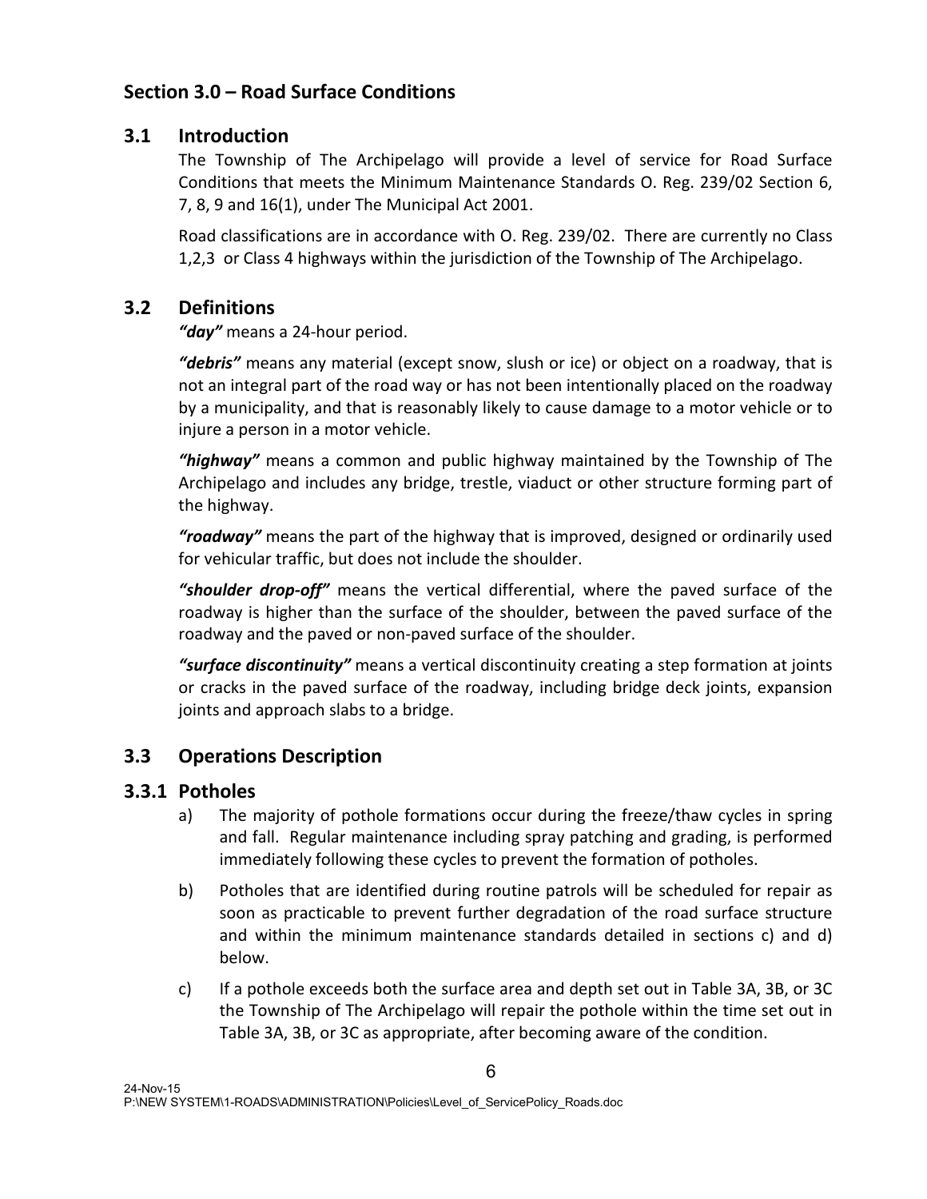## Section 3.0 – Road Surface Conditions

### 3.1 Introduction

The Township of The Archipelago will provide a level of service for Road Surface Conditions that meets the Minimum Maintenance Standards O. Reg. 239/02 Section 6, 7, 8, 9 and 16(1), under The Municipal Act 2001.

Road classifications are in accordance with O. Reg. 239/02. There are currently no Class 1,2,3 or Class 4 highways within the jurisdiction of the Township of The Archipelago.

### 3.2 Definitions

***"day"*** means a 24-hour period.

***"debris"*** means any material (except snow, slush or ice) or object on a roadway, that is not an integral part of the road way or has not been intentionally placed on the roadway by a municipality, and that is reasonably likely to cause damage to a motor vehicle or to injure a person in a motor vehicle.

***"highway"*** means a common and public highway maintained by the Township of The Archipelago and includes any bridge, trestle, viaduct or other structure forming part of the highway.

***"roadway"*** means the part of the highway that is improved, designed or ordinarily used for vehicular traffic, but does not include the shoulder.

***"shoulder drop-off"*** means the vertical differential, where the paved surface of the roadway is higher than the surface of the shoulder, between the paved surface of the roadway and the paved or non-paved surface of the shoulder.

***"surface discontinuity"*** means a vertical discontinuity creating a step formation at joints or cracks in the paved surface of the roadway, including bridge deck joints, expansion joints and approach slabs to a bridge.

### 3.3 Operations Description

#### 3.3.1 Potholes

a) The majority of pothole formations occur during the freeze/thaw cycles in spring and fall. Regular maintenance including spray patching and grading, is performed immediately following these cycles to prevent the formation of potholes.

b) Potholes that are identified during routine patrols will be scheduled for repair as soon as practicable to prevent further degradation of the road surface structure and within the minimum maintenance standards detailed in sections c) and d) below.

c) If a pothole exceeds both the surface area and depth set out in Table 3A, 3B, or 3C the Township of The Archipelago will repair the pothole within the time set out in Table 3A, 3B, or 3C as appropriate, after becoming aware of the condition.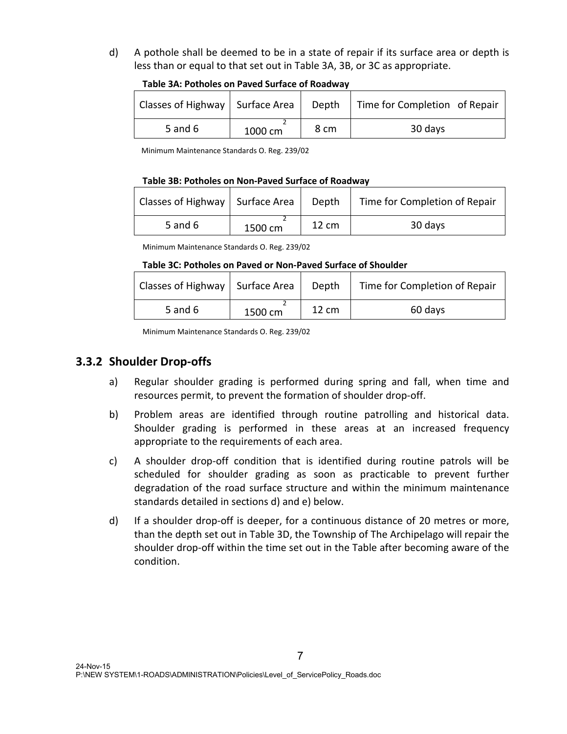d) A pothole shall be deemed to be in a state of repair if its surface area or depth is less than or equal to that set out in Table 3A, 3B, or 3C as appropriate.

**Table 3A: Potholes on Paved Surface of Roadway**

| Classes of Highway | Surface Area | Depth | Time for Completion of Repair |
|---|---|---|---|
| 5 and 6 | 1000 $cm^2$ | 8 cm | 30 days |

Minimum Maintenance Standards O. Reg. 239/02

**Table 3B: Potholes on Non-Paved Surface of Roadway**

| Classes of Highway | Surface Area | Depth | Time for Completion of Repair |
|---|---|---|---|
| 5 and 6 | 1500 $cm^2$ | 12 cm | 30 days |

Minimum Maintenance Standards O. Reg. 239/02

**Table 3C: Potholes on Paved or Non-Paved Surface of Shoulder**

| Classes of Highway | Surface Area | Depth | Time for Completion of Repair |
|---|---|---|---|
| 5 and 6 | 1500 $cm^2$ | 12 cm | 60 days |

Minimum Maintenance Standards O. Reg. 239/02

### 3.3.2 Shoulder Drop-offs

a) Regular shoulder grading is performed during spring and fall, when time and resources permit, to prevent the formation of shoulder drop-off.

b) Problem areas are identified through routine patrolling and historical data. Shoulder grading is performed in these areas at an increased frequency appropriate to the requirements of each area.

c) A shoulder drop-off condition that is identified during routine patrols will be scheduled for shoulder grading as soon as practicable to prevent further degradation of the road surface structure and within the minimum maintenance standards detailed in sections d) and e) below.

d) If a shoulder drop-off is deeper, for a continuous distance of 20 metres or more, than the depth set out in Table 3D, the Township of The Archipelago will repair the shoulder drop-off within the time set out in the Table after becoming aware of the condition.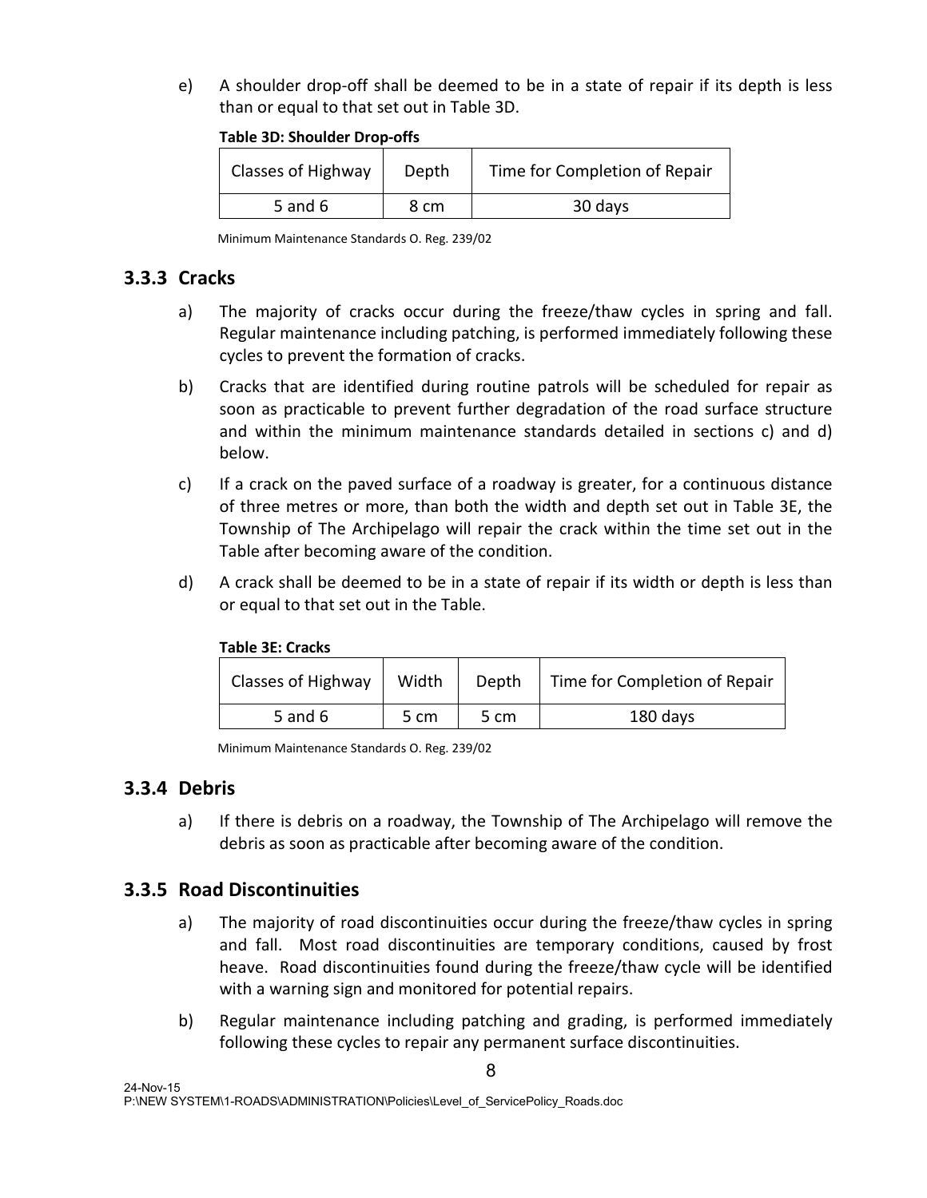e) A shoulder drop-off shall be deemed to be in a state of repair if its depth is less than or equal to that set out in Table 3D.

**Table 3D: Shoulder Drop-offs**

| Classes of Highway | Depth | Time for Completion of Repair |
|---|---|---|
| 5 and 6 | 8 cm | 30 days |

Minimum Maintenance Standards O. Reg. 239/02

### 3.3.3 Cracks

a) The majority of cracks occur during the freeze/thaw cycles in spring and fall. Regular maintenance including patching, is performed immediately following these cycles to prevent the formation of cracks.

b) Cracks that are identified during routine patrols will be scheduled for repair as soon as practicable to prevent further degradation of the road surface structure and within the minimum maintenance standards detailed in sections c) and d) below.

c) If a crack on the paved surface of a roadway is greater, for a continuous distance of three metres or more, than both the width and depth set out in Table 3E, the Township of The Archipelago will repair the crack within the time set out in the Table after becoming aware of the condition.

d) A crack shall be deemed to be in a state of repair if its width or depth is less than or equal to that set out in the Table.

**Table 3E: Cracks**

| Classes of Highway | Width | Depth | Time for Completion of Repair |
|---|---|---|---|
| 5 and 6 | 5 cm | 5 cm | 180 days |

Minimum Maintenance Standards O. Reg. 239/02

### 3.3.4 Debris

a) If there is debris on a roadway, the Township of The Archipelago will remove the debris as soon as practicable after becoming aware of the condition.

### 3.3.5 Road Discontinuities

a) The majority of road discontinuities occur during the freeze/thaw cycles in spring and fall. Most road discontinuities are temporary conditions, caused by frost heave. Road discontinuities found during the freeze/thaw cycle will be identified with a warning sign and monitored for potential repairs.

b) Regular maintenance including patching and grading, is performed immediately following these cycles to repair any permanent surface discontinuities.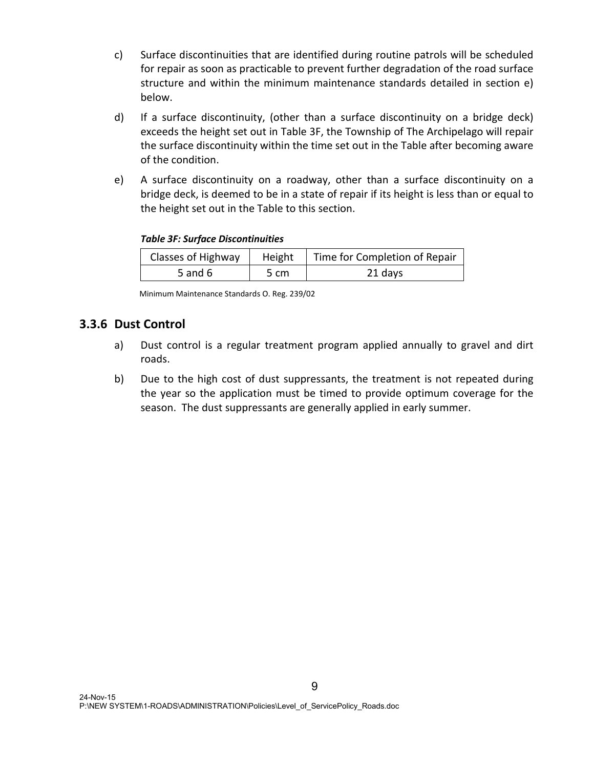c) Surface discontinuities that are identified during routine patrols will be scheduled for repair as soon as practicable to prevent further degradation of the road surface structure and within the minimum maintenance standards detailed in section e) below.

d) If a surface discontinuity, (other than a surface discontinuity on a bridge deck) exceeds the height set out in Table 3F, the Township of The Archipelago will repair the surface discontinuity within the time set out in the Table after becoming aware of the condition.

e) A surface discontinuity on a roadway, other than a surface discontinuity on a bridge deck, is deemed to be in a state of repair if its height is less than or equal to the height set out in the Table to this section.

***Table 3F: Surface Discontinuities***

| Classes of Highway | Height | Time for Completion of Repair |
|---|---|---|
| 5 and 6 | 5 cm | 21 days |

Minimum Maintenance Standards O. Reg. 239/02

### 3.3.6 Dust Control

a) Dust control is a regular treatment program applied annually to gravel and dirt roads.

b) Due to the high cost of dust suppressants, the treatment is not repeated during the year so the application must be timed to provide optimum coverage for the season. The dust suppressants are generally applied in early summer.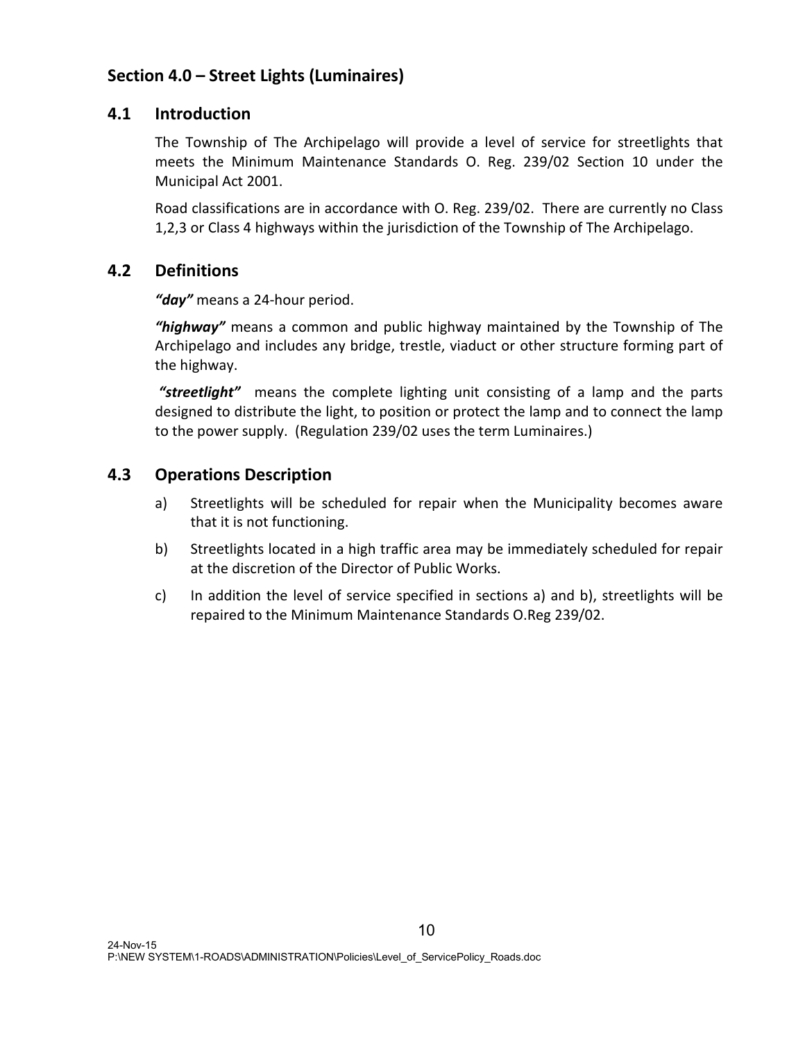## Section 4.0 – Street Lights (Luminaires)

### 4.1 Introduction

The Township of The Archipelago will provide a level of service for streetlights that meets the Minimum Maintenance Standards O. Reg. 239/02 Section 10 under the Municipal Act 2001.

Road classifications are in accordance with O. Reg. 239/02. There are currently no Class 1,2,3 or Class 4 highways within the jurisdiction of the Township of The Archipelago.

### 4.2 Definitions

***"day"*** means a 24-hour period.

***"highway"*** means a common and public highway maintained by the Township of The Archipelago and includes any bridge, trestle, viaduct or other structure forming part of the highway.

***"streetlight"*** means the complete lighting unit consisting of a lamp and the parts designed to distribute the light, to position or protect the lamp and to connect the lamp to the power supply. (Regulation 239/02 uses the term Luminaires.)

### 4.3 Operations Description

a) Streetlights will be scheduled for repair when the Municipality becomes aware that it is not functioning.

b) Streetlights located in a high traffic area may be immediately scheduled for repair at the discretion of the Director of Public Works.

c) In addition the level of service specified in sections a) and b), streetlights will be repaired to the Minimum Maintenance Standards O.Reg 239/02.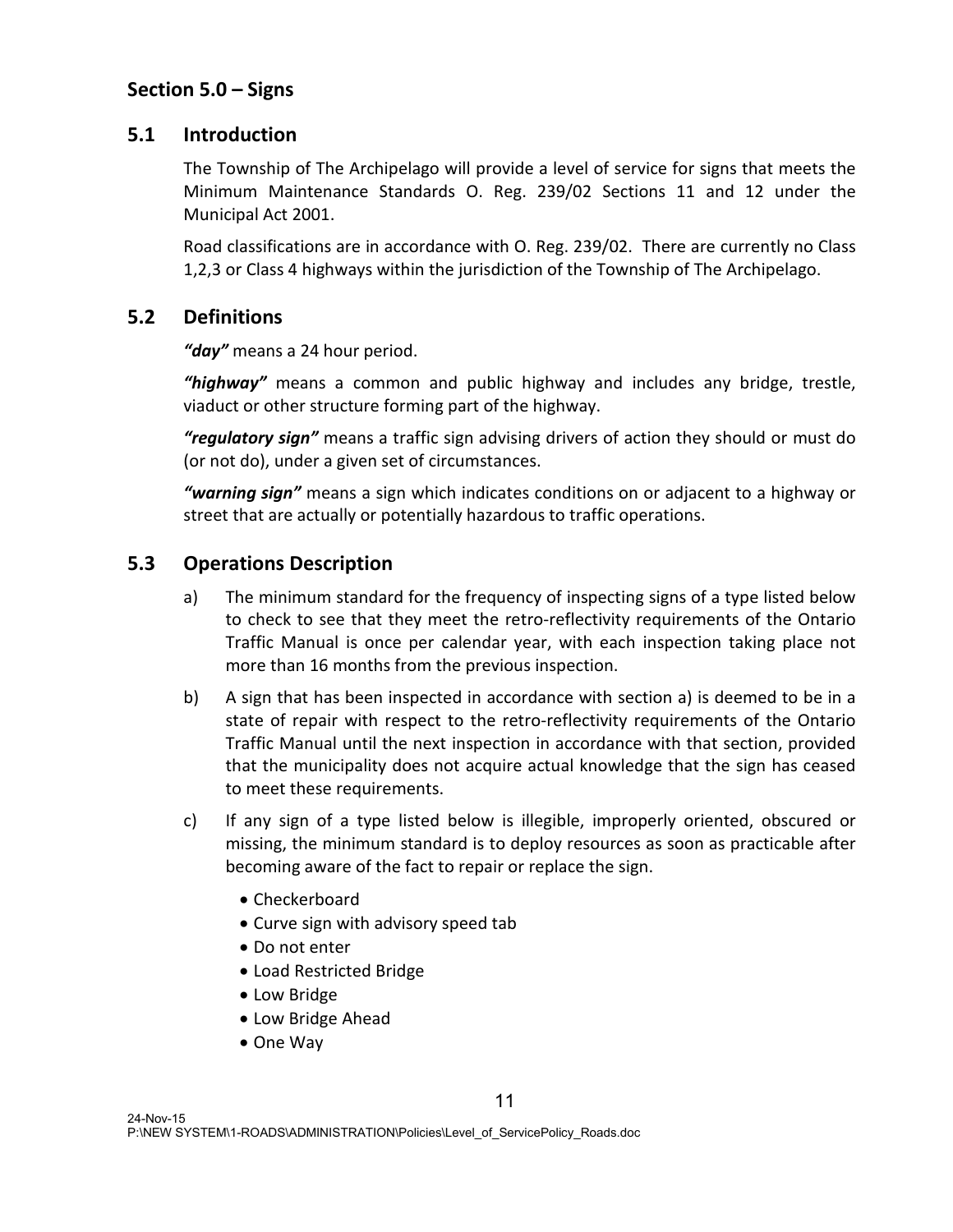## Section 5.0 – Signs

### 5.1 Introduction

The Township of The Archipelago will provide a level of service for signs that meets the Minimum Maintenance Standards O. Reg. 239/02 Sections 11 and 12 under the Municipal Act 2001.

Road classifications are in accordance with O. Reg. 239/02. There are currently no Class 1,2,3 or Class 4 highways within the jurisdiction of the Township of The Archipelago.

### 5.2 Definitions

***"day"*** means a 24 hour period.

***"highway"*** means a common and public highway and includes any bridge, trestle, viaduct or other structure forming part of the highway.

***"regulatory sign"*** means a traffic sign advising drivers of action they should or must do (or not do), under a given set of circumstances.

***"warning sign"*** means a sign which indicates conditions on or adjacent to a highway or street that are actually or potentially hazardous to traffic operations.

### 5.3 Operations Description

a) The minimum standard for the frequency of inspecting signs of a type listed below to check to see that they meet the retro-reflectivity requirements of the Ontario Traffic Manual is once per calendar year, with each inspection taking place not more than 16 months from the previous inspection.

b) A sign that has been inspected in accordance with section a) is deemed to be in a state of repair with respect to the retro-reflectivity requirements of the Ontario Traffic Manual until the next inspection in accordance with that section, provided that the municipality does not acquire actual knowledge that the sign has ceased to meet these requirements.

c) If any sign of a type listed below is illegible, improperly oriented, obscured or missing, the minimum standard is to deploy resources as soon as practicable after becoming aware of the fact to repair or replace the sign.

- Checkerboard
- Curve sign with advisory speed tab
- Do not enter
- Load Restricted Bridge
- Low Bridge
- Low Bridge Ahead
- One Way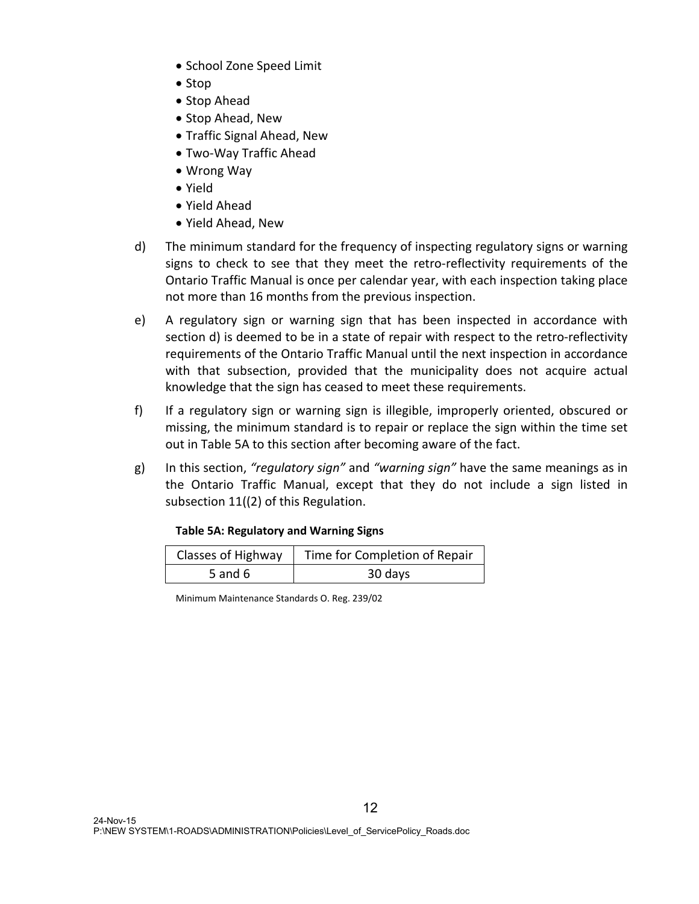- School Zone Speed Limit
- Stop
- Stop Ahead
- Stop Ahead, New
- Traffic Signal Ahead, New
- Two-Way Traffic Ahead
- Wrong Way
- Yield
- Yield Ahead
- Yield Ahead, New

d) The minimum standard for the frequency of inspecting regulatory signs or warning signs to check to see that they meet the retro-reflectivity requirements of the Ontario Traffic Manual is once per calendar year, with each inspection taking place not more than 16 months from the previous inspection.

e) A regulatory sign or warning sign that has been inspected in accordance with section d) is deemed to be in a state of repair with respect to the retro-reflectivity requirements of the Ontario Traffic Manual until the next inspection in accordance with that subsection, provided that the municipality does not acquire actual knowledge that the sign has ceased to meet these requirements.

f) If a regulatory sign or warning sign is illegible, improperly oriented, obscured or missing, the minimum standard is to repair or replace the sign within the time set out in Table 5A to this section after becoming aware of the fact.

g) In this section, *"regulatory sign"* and *"warning sign"* have the same meanings as in the Ontario Traffic Manual, except that they do not include a sign listed in subsection 11((2) of this Regulation.

**Table 5A: Regulatory and Warning Signs**

| Classes of Highway | Time for Completion of Repair |
|---|---|
| 5 and 6 | 30 days |

Minimum Maintenance Standards O. Reg. 239/02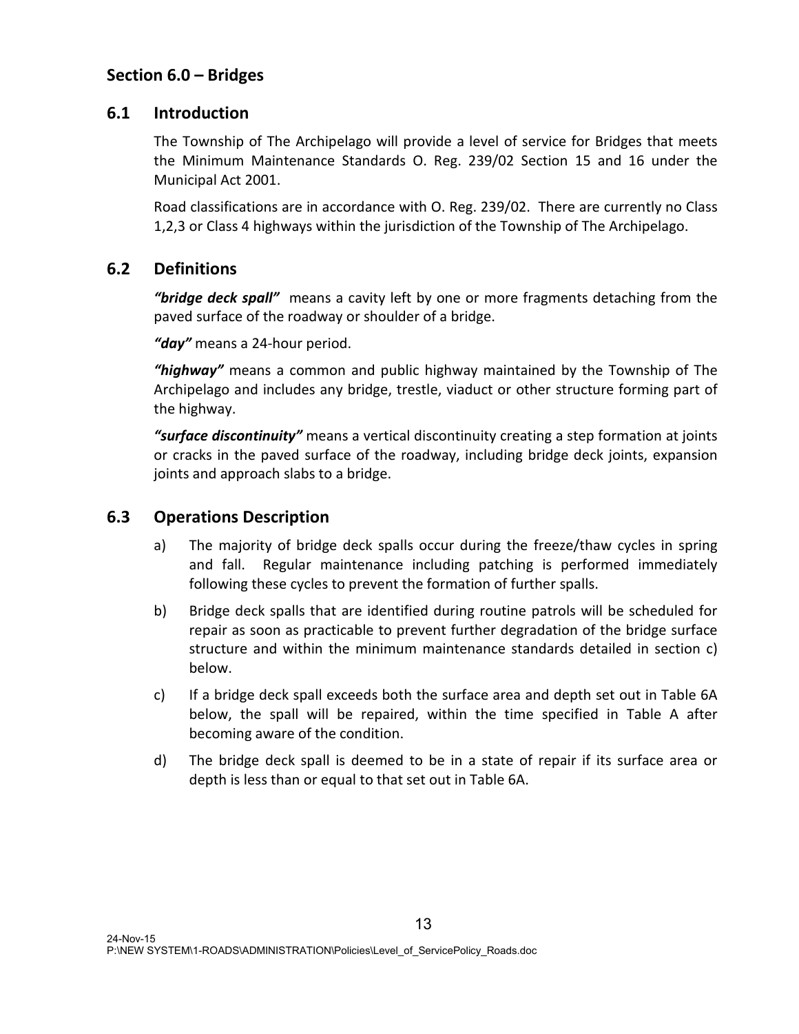## Section 6.0 – Bridges

### 6.1 Introduction

The Township of The Archipelago will provide a level of service for Bridges that meets the Minimum Maintenance Standards O. Reg. 239/02 Section 15 and 16 under the Municipal Act 2001.

Road classifications are in accordance with O. Reg. 239/02. There are currently no Class 1,2,3 or Class 4 highways within the jurisdiction of the Township of The Archipelago.

### 6.2 Definitions

***"bridge deck spall"*** means a cavity left by one or more fragments detaching from the paved surface of the roadway or shoulder of a bridge.

***"day"*** means a 24-hour period.

***"highway"*** means a common and public highway maintained by the Township of The Archipelago and includes any bridge, trestle, viaduct or other structure forming part of the highway.

***"surface discontinuity"*** means a vertical discontinuity creating a step formation at joints or cracks in the paved surface of the roadway, including bridge deck joints, expansion joints and approach slabs to a bridge.

### 6.3 Operations Description

a) The majority of bridge deck spalls occur during the freeze/thaw cycles in spring and fall. Regular maintenance including patching is performed immediately following these cycles to prevent the formation of further spalls.

b) Bridge deck spalls that are identified during routine patrols will be scheduled for repair as soon as practicable to prevent further degradation of the bridge surface structure and within the minimum maintenance standards detailed in section c) below.

c) If a bridge deck spall exceeds both the surface area and depth set out in Table 6A below, the spall will be repaired, within the time specified in Table A after becoming aware of the condition.

d) The bridge deck spall is deemed to be in a state of repair if its surface area or depth is less than or equal to that set out in Table 6A.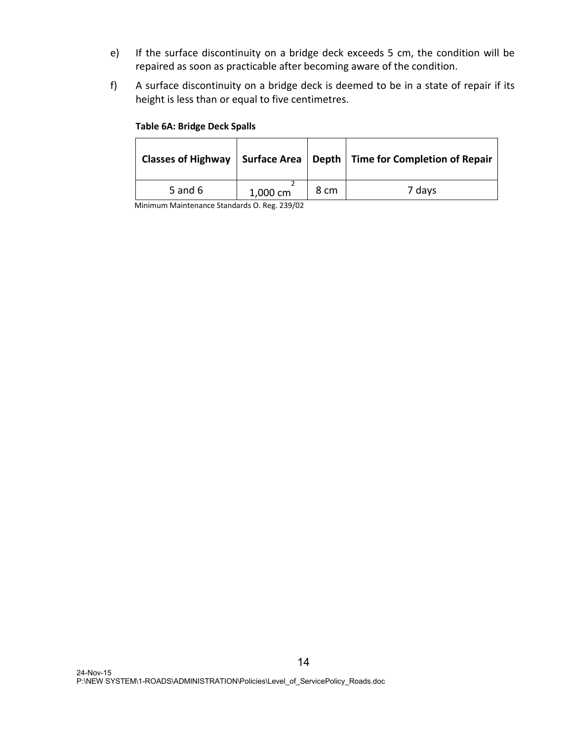e) If the surface discontinuity on a bridge deck exceeds 5 cm, the condition will be repaired as soon as practicable after becoming aware of the condition.

f) A surface discontinuity on a bridge deck is deemed to be in a state of repair if its height is less than or equal to five centimetres.

**Table 6A: Bridge Deck Spalls**

| Classes of Highway | Surface Area | Depth | Time for Completion of Repair |
|---|---|---|---|
| 5 and 6 | 1,000 $cm^2$ | 8 cm | 7 days |

Minimum Maintenance Standards O. Reg. 239/02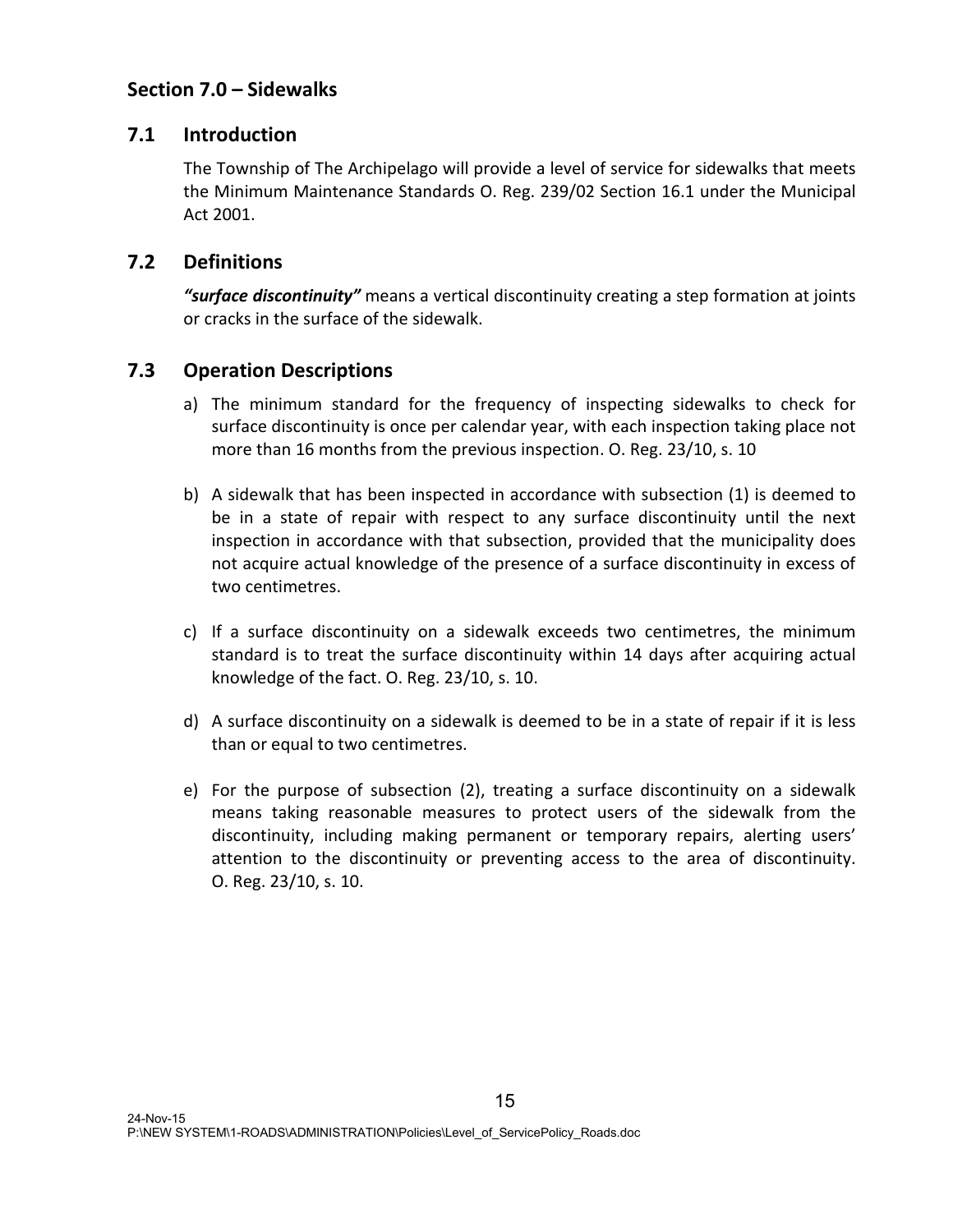## Section 7.0 – Sidewalks

### 7.1 Introduction

The Township of The Archipelago will provide a level of service for sidewalks that meets the Minimum Maintenance Standards O. Reg. 239/02 Section 16.1 under the Municipal Act 2001.

### 7.2 Definitions

***"surface discontinuity"*** means a vertical discontinuity creating a step formation at joints or cracks in the surface of the sidewalk.

### 7.3 Operation Descriptions

a) The minimum standard for the frequency of inspecting sidewalks to check for surface discontinuity is once per calendar year, with each inspection taking place not more than 16 months from the previous inspection. O. Reg. 23/10, s. 10

b) A sidewalk that has been inspected in accordance with subsection (1) is deemed to be in a state of repair with respect to any surface discontinuity until the next inspection in accordance with that subsection, provided that the municipality does not acquire actual knowledge of the presence of a surface discontinuity in excess of two centimetres.

c) If a surface discontinuity on a sidewalk exceeds two centimetres, the minimum standard is to treat the surface discontinuity within 14 days after acquiring actual knowledge of the fact. O. Reg. 23/10, s. 10.

d) A surface discontinuity on a sidewalk is deemed to be in a state of repair if it is less than or equal to two centimetres.

e) For the purpose of subsection (2), treating a surface discontinuity on a sidewalk means taking reasonable measures to protect users of the sidewalk from the discontinuity, including making permanent or temporary repairs, alerting users' attention to the discontinuity or preventing access to the area of discontinuity. O. Reg. 23/10, s. 10.